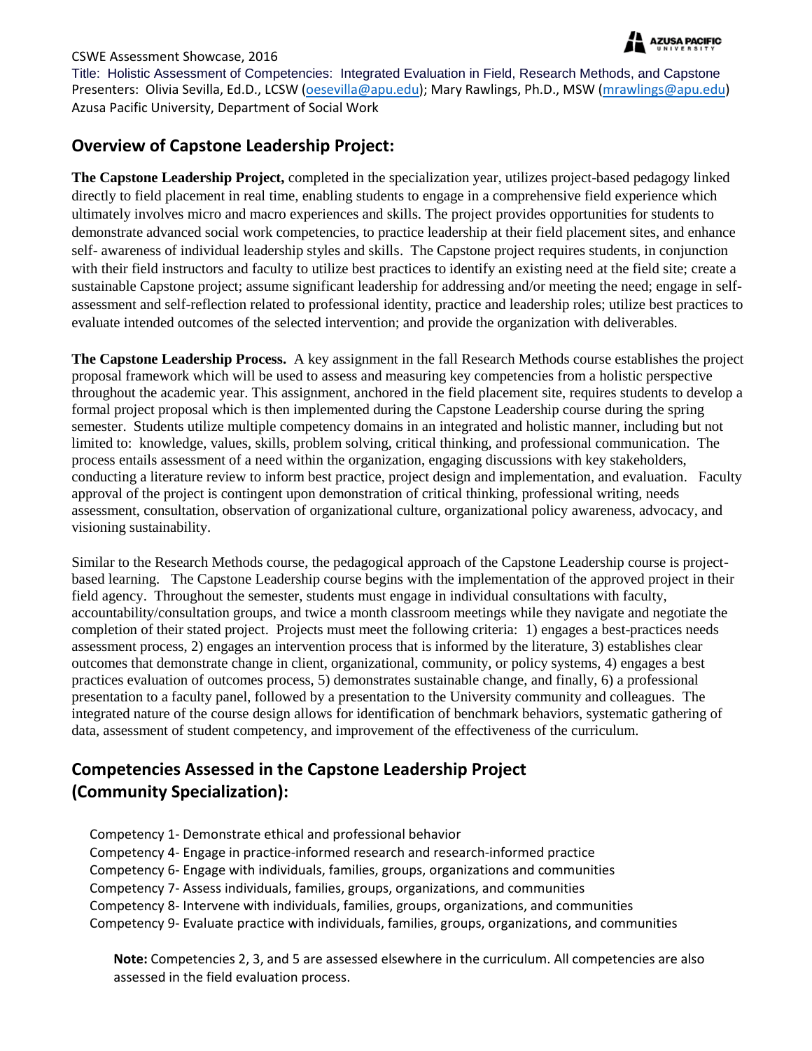CSWE Assessment Showcase, 2016

Title: Holistic Assessment of Competencies: Integrated Evaluation in Field, Research Methods, and Capstone

Presenters: Olivia Sevilla, Ed.D., LCSW (oesevilla@apu.edu); Mary Rawlings, Ph.D., MSW (mrawlings@apu.edu)

Azusa Pacific University, Department of Social Work

## Overview of Capstone Leadership Project:

**The Capstone Leadership Project,** completed in the specialization year, utilizes project-based pedagogy linked directly to field placement in real time, enabling students to engage in a comprehensive field experience which ultimately involves micro and macro experiences and skills. The project provides opportunities for students to demonstrate advanced social work competencies, to practice leadership at their field placement sites, and enhance self- awareness of individual leadership styles and skills. The Capstone project requires students, in conjunction with their field instructors and faculty to utilize best practices to identify an existing need at the field site; create a sustainable Capstone project; assume significant leadership for addressing and/or meeting the need; engage in self-assessment and self-reflection related to professional identity, practice and leadership roles; utilize best practices to evaluate intended outcomes of the selected intervention; and provide the organization with deliverables.

**The Capstone Leadership Process.** A key assignment in the fall Research Methods course establishes the project proposal framework which will be used to assess and measuring key competencies from a holistic perspective throughout the academic year. This assignment, anchored in the field placement site, requires students to develop a formal project proposal which is then implemented during the Capstone Leadership course during the spring semester. Students utilize multiple competency domains in an integrated and holistic manner, including but not limited to: knowledge, values, skills, problem solving, critical thinking, and professional communication. The process entails assessment of a need within the organization, engaging discussions with key stakeholders, conducting a literature review to inform best practice, project design and implementation, and evaluation. Faculty approval of the project is contingent upon demonstration of critical thinking, professional writing, needs assessment, consultation, observation of organizational culture, organizational policy awareness, advocacy, and visioning sustainability.

Similar to the Research Methods course, the pedagogical approach of the Capstone Leadership course is project-based learning. The Capstone Leadership course begins with the implementation of the approved project in their field agency. Throughout the semester, students must engage in individual consultations with faculty, accountability/consultation groups, and twice a month classroom meetings while they navigate and negotiate the completion of their stated project. Projects must meet the following criteria: 1) engages a best-practices needs assessment process, 2) engages an intervention process that is informed by the literature, 3) establishes clear outcomes that demonstrate change in client, organizational, community, or policy systems, 4) engages a best practices evaluation of outcomes process, 5) demonstrates sustainable change, and finally, 6) a professional presentation to a faculty panel, followed by a presentation to the University community and colleagues. The integrated nature of the course design allows for identification of benchmark behaviors, systematic gathering of data, assessment of student competency, and improvement of the effectiveness of the curriculum.

## Competencies Assessed in the Capstone Leadership Project (Community Specialization):

Competency 1- Demonstrate ethical and professional behavior
Competency 4- Engage in practice-informed research and research-informed practice
Competency 6- Engage with individuals, families, groups, organizations and communities
Competency 7- Assess individuals, families, groups, organizations, and communities
Competency 8- Intervene with individuals, families, groups, organizations, and communities
Competency 9- Evaluate practice with individuals, families, groups, organizations, and communities

**Note:** Competencies 2, 3, and 5 are assessed elsewhere in the curriculum. All competencies are also assessed in the field evaluation process.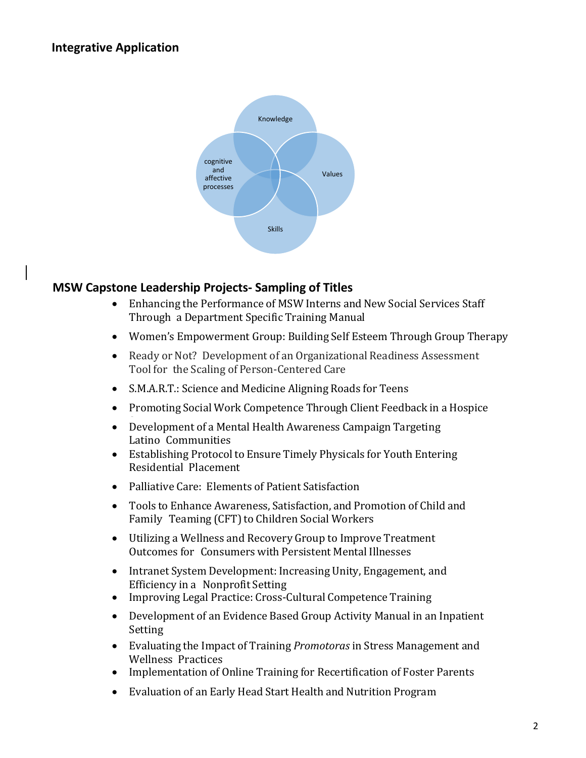## Integrative Application

Knowledge

cognitive and affective processes

Values

Skills

## MSW Capstone Leadership Projects- Sampling of Titles

- Enhancing the Performance of MSW Interns and New Social Services Staff Through a Department Specific Training Manual
- Women's Empowerment Group: Building Self Esteem Through Group Therapy
- Ready or Not? Development of an Organizational Readiness Assessment Tool for the Scaling of Person-Centered Care
- S.M.A.R.T.: Science and Medicine Aligning Roads for Teens
- Promoting Social Work Competence Through Client Feedback in a Hospice
- Development of a Mental Health Awareness Campaign Targeting Latino Communities
- Establishing Protocol to Ensure Timely Physicals for Youth Entering Residential Placement
- Palliative Care: Elements of Patient Satisfaction
- Tools to Enhance Awareness, Satisfaction, and Promotion of Child and Family Teaming (CFT) to Children Social Workers
- Utilizing a Wellness and Recovery Group to Improve Treatment Outcomes for Consumers with Persistent Mental Illnesses
- Intranet System Development: Increasing Unity, Engagement, and Efficiency in a Nonprofit Setting
- Improving Legal Practice: Cross-Cultural Competence Training
- Development of an Evidence Based Group Activity Manual in an Inpatient Setting
- Evaluating the Impact of Training *Promotoras* in Stress Management and Wellness Practices
- Implementation of Online Training for Recertification of Foster Parents
- Evaluation of an Early Head Start Health and Nutrition Program